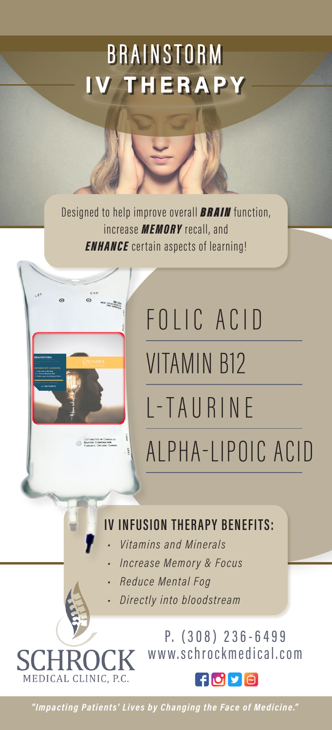# BRAINSTORM IV THERAPY

Designed to help improve overall ***BRAIN*** function, increase ***MEMORY*** recall, and ***ENHANCE*** certain aspects of learning!

- FOLIC ACID
- VITAMIN B12
- L-TAURINE
- ALPHA-LIPOIC ACID

## IV INFUSION THERAPY BENEFITS:

- *Vitamins and Minerals*
- *Increase Memory & Focus*
- *Reduce Mental Fog*
- *Directly into bloodstream*

SCHROCK MEDICAL CLINIC, P.C.

P. (308) 236-6499
www.schrockmedical.com

***"Impacting Patients' Lives by Changing the Face of Medicine."***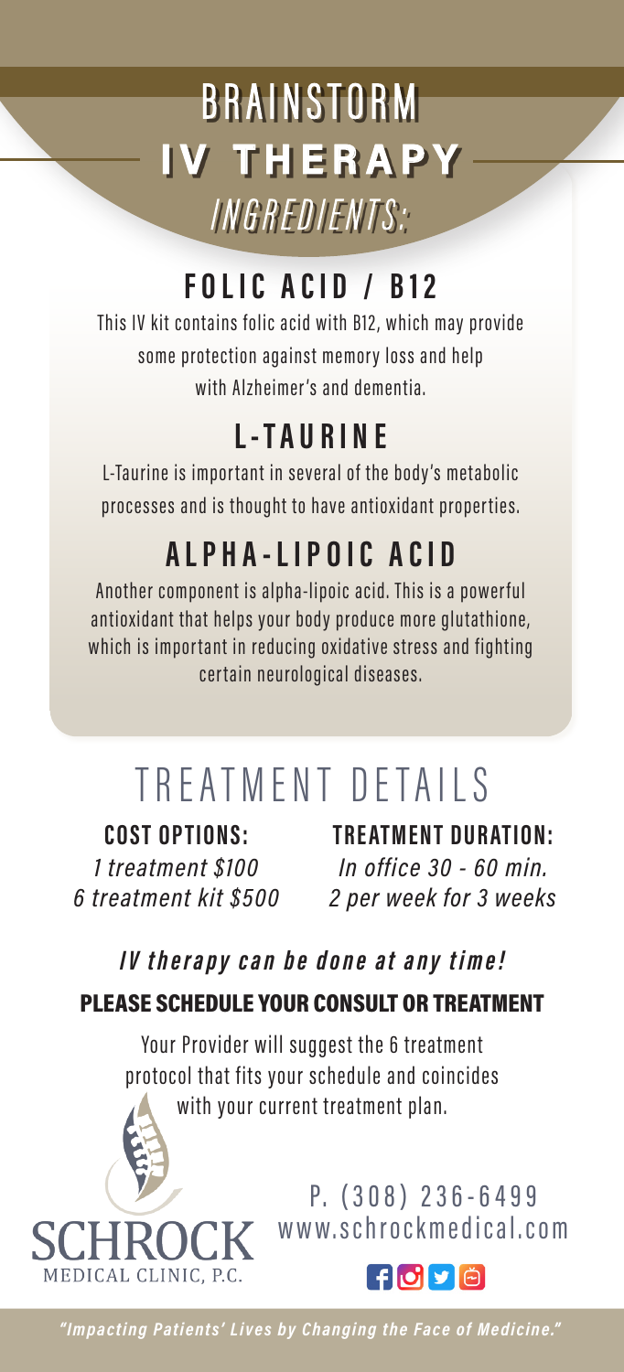# BRAINSTORM

# IV THERAPY

*INGREDIENTS:*

## FOLIC ACID / B12

This IV kit contains folic acid with B12, which may provide some protection against memory loss and help with Alzheimer's and dementia.

## L-TAURINE

L-Taurine is important in several of the body's metabolic processes and is thought to have antioxidant properties.

## ALPHA-LIPOIC ACID

Another component is alpha-lipoic acid. This is a powerful antioxidant that helps your body produce more glutathione, which is important in reducing oxidative stress and fighting certain neurological diseases.

# TREATMENT DETAILS

**COST OPTIONS:**
*1 treatment $100*
*6 treatment kit $500*

**TREATMENT DURATION:**
*In office 30 - 60 min.*
*2 per week for 3 weeks*

***IV therapy can be done at any time!***

**PLEASE SCHEDULE YOUR CONSULT OR TREATMENT**

Your Provider will suggest the 6 treatment protocol that fits your schedule and coincides with your current treatment plan.

SCHROCK
MEDICAL CLINIC, P.C.

P. (308) 236-6499
www.schrockmedical.com

***"Impacting Patients' Lives by Changing the Face of Medicine."***